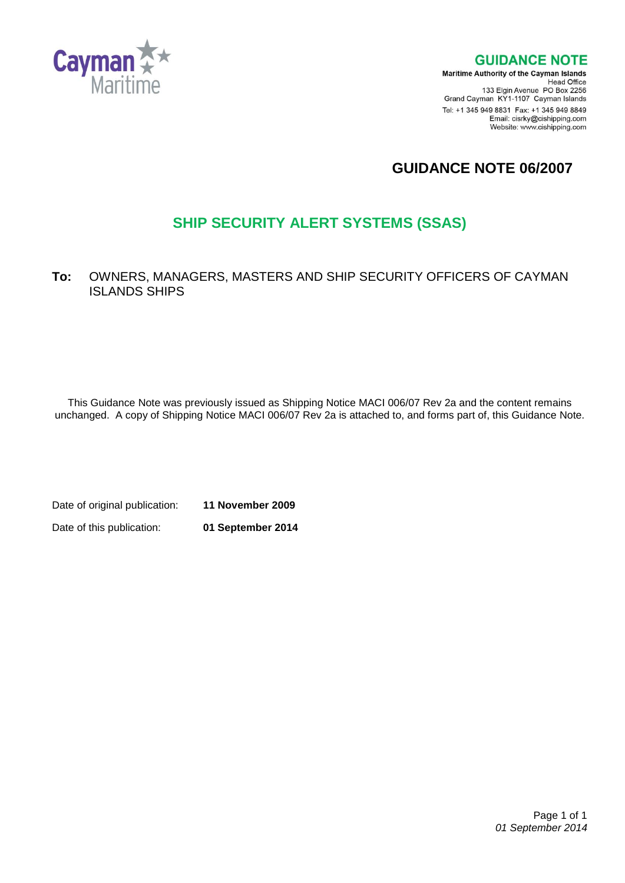Cayman Maritime

## GUIDANCE NOTE

**Maritime Authority of the Cayman Islands**
Head Office
133 Elgin Avenue PO Box 2256
Grand Cayman KY1-1107 Cayman Islands
Tel: +1 345 949 8831 Fax: +1 345 949 8849
Email: cisrky@cishipping.com
Website: www.cishipping.com

# GUIDANCE NOTE 06/2007

## SHIP SECURITY ALERT SYSTEMS (SSAS)

**To:** OWNERS, MANAGERS, MASTERS AND SHIP SECURITY OFFICERS OF CAYMAN ISLANDS SHIPS

This Guidance Note was previously issued as Shipping Notice MACI 006/07 Rev 2a and the content remains unchanged. A copy of Shipping Notice MACI 006/07 Rev 2a is attached to, and forms part of, this Guidance Note.

Date of original publication: **11 November 2009**

Date of this publication: **01 September 2014**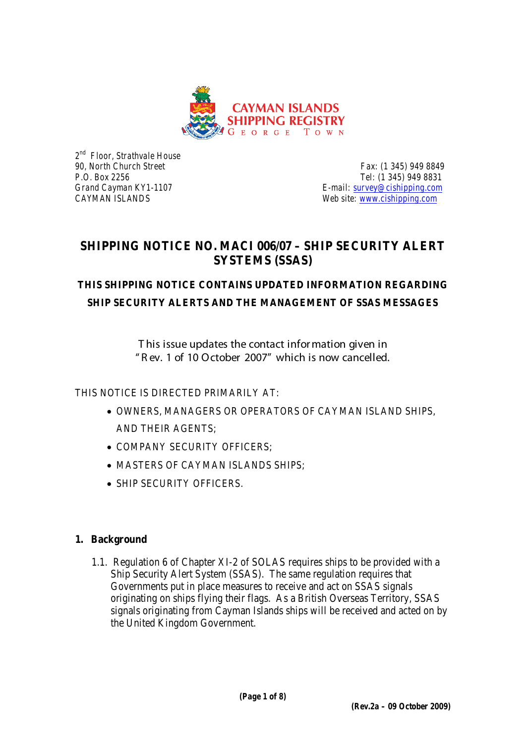CAYMAN ISLANDS SHIPPING REGISTRY
GEORGE TOWN

2nd Floor, Strathvale House
90, North Church Street
P.O. Box 2256
Grand Cayman KY1-1107
CAYMAN ISLANDS

Fax: (1 345) 949 8849
Tel: (1 345) 949 8831
E-mail: survey@cishipping.com
Web site: www.cishipping.com

# SHIPPING NOTICE NO. MACI 006/07 – SHIP SECURITY ALERT SYSTEMS (SSAS)

## THIS SHIPPING NOTICE CONTAINS UPDATED INFORMATION REGARDING SHIP SECURITY ALERTS AND THE MANAGEMENT OF SSAS MESSAGES

This issue updates the contact information given in "Rev. 1 of 10 October 2007" which is now cancelled.

THIS NOTICE IS DIRECTED PRIMARILY AT:

- OWNERS, MANAGERS OR OPERATORS OF CAYMAN ISLAND SHIPS, AND THEIR AGENTS;
- COMPANY SECURITY OFFICERS;
- MASTERS OF CAYMAN ISLANDS SHIPS;
- SHIP SECURITY OFFICERS.

## 1. Background

1.1. Regulation 6 of Chapter XI-2 of SOLAS requires ships to be provided with a Ship Security Alert System (SSAS). The same regulation requires that Governments put in place measures to receive and act on SSAS signals originating on ships flying their flags. As a British Overseas Territory, SSAS signals originating from Cayman Islands ships will be received and acted on by the United Kingdom Government.

(Rev.2a – 09 October 2009)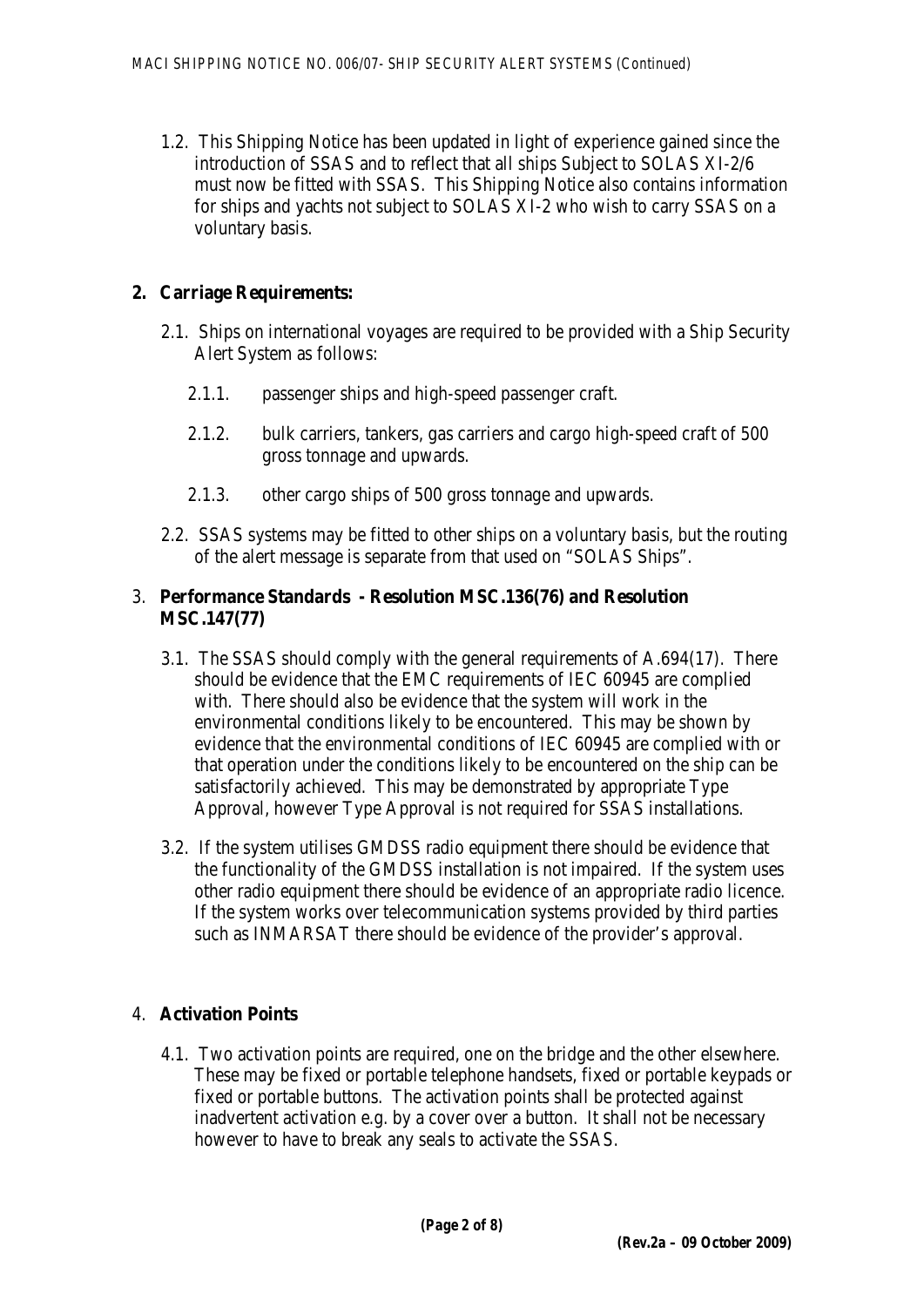1.2. This Shipping Notice has been updated in light of experience gained since the introduction of SSAS and to reflect that all ships Subject to SOLAS XI-2/6 must now be fitted with SSAS. This Shipping Notice also contains information for ships and yachts not subject to SOLAS XI-2 who wish to carry SSAS on a voluntary basis.

## 2. Carriage Requirements:

2.1. Ships on international voyages are required to be provided with a Ship Security Alert System as follows:

2.1.1. passenger ships and high-speed passenger craft.

2.1.2. bulk carriers, tankers, gas carriers and cargo high-speed craft of 500 gross tonnage and upwards.

2.1.3. other cargo ships of 500 gross tonnage and upwards.

2.2. SSAS systems may be fitted to other ships on a voluntary basis, but the routing of the alert message is separate from that used on "SOLAS Ships".

## 3. Performance Standards - Resolution MSC.136(76) and Resolution MSC.147(77)

3.1. The SSAS should comply with the general requirements of A.694(17). There should be evidence that the EMC requirements of IEC 60945 are complied with. There should also be evidence that the system will work in the environmental conditions likely to be encountered. This may be shown by evidence that the environmental conditions of IEC 60945 are complied with or that operation under the conditions likely to be encountered on the ship can be satisfactorily achieved. This may be demonstrated by appropriate Type Approval, however Type Approval is not required for SSAS installations.

3.2. If the system utilises GMDSS radio equipment there should be evidence that the functionality of the GMDSS installation is not impaired. If the system uses other radio equipment there should be evidence of an appropriate radio licence. If the system works over telecommunication systems provided by third parties such as INMARSAT there should be evidence of the provider's approval.

## 4. Activation Points

4.1. Two activation points are required, one on the bridge and the other elsewhere. These may be fixed or portable telephone handsets, fixed or portable keypads or fixed or portable buttons. The activation points shall be protected against inadvertent activation e.g. by a cover over a button. It shall not be necessary however to have to break any seals to activate the SSAS.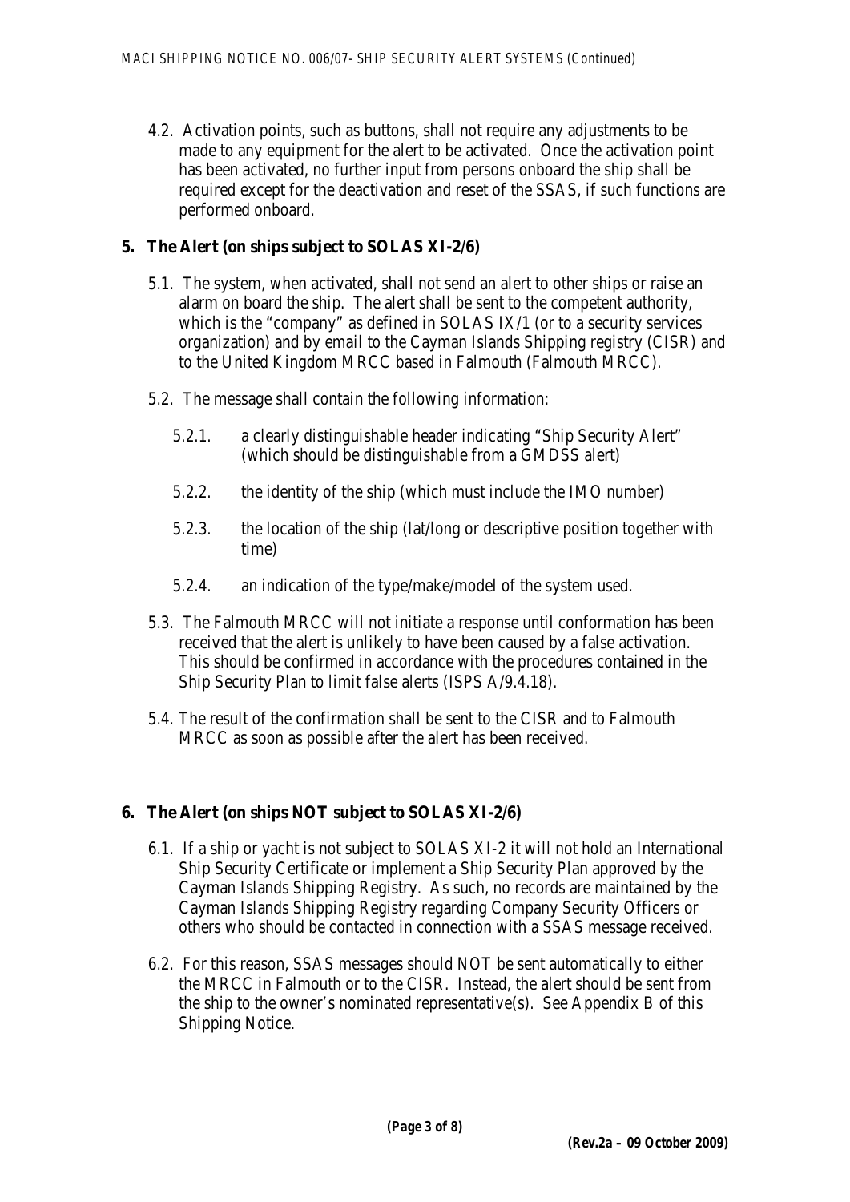4.2. Activation points, such as buttons, shall not require any adjustments to be made to any equipment for the alert to be activated. Once the activation point has been activated, no further input from persons onboard the ship shall be required except for the deactivation and reset of the SSAS, if such functions are performed onboard.

## 5. The Alert (on ships subject to SOLAS XI-2/6)

5.1. The system, when activated, shall not send an alert to other ships or raise an alarm on board the ship. The alert shall be sent to the competent authority, which is the "company" as defined in SOLAS IX/1 (or to a security services organization) and by email to the Cayman Islands Shipping registry (CISR) and to the United Kingdom MRCC based in Falmouth (Falmouth MRCC).

5.2. The message shall contain the following information:

5.2.1. a clearly distinguishable header indicating "Ship Security Alert" (which should be distinguishable from a GMDSS alert)

5.2.2. the identity of the ship (which must include the IMO number)

5.2.3. the location of the ship (lat/long or descriptive position together with time)

5.2.4. an indication of the type/make/model of the system used.

5.3. The Falmouth MRCC will not initiate a response until conformation has been received that the alert is unlikely to have been caused by a false activation. This should be confirmed in accordance with the procedures contained in the Ship Security Plan to limit false alerts (ISPS A/9.4.18).

5.4. The result of the confirmation shall be sent to the CISR and to Falmouth MRCC as soon as possible after the alert has been received.

## 6. The Alert (on ships NOT subject to SOLAS XI-2/6)

6.1. If a ship or yacht is not subject to SOLAS XI-2 it will not hold an International Ship Security Certificate or implement a Ship Security Plan approved by the Cayman Islands Shipping Registry. As such, no records are maintained by the Cayman Islands Shipping Registry regarding Company Security Officers or others who should be contacted in connection with a SSAS message received.

6.2. For this reason, SSAS messages should NOT be sent automatically to either the MRCC in Falmouth or to the CISR. Instead, the alert should be sent from the ship to the owner's nominated representative(s). See Appendix B of this Shipping Notice.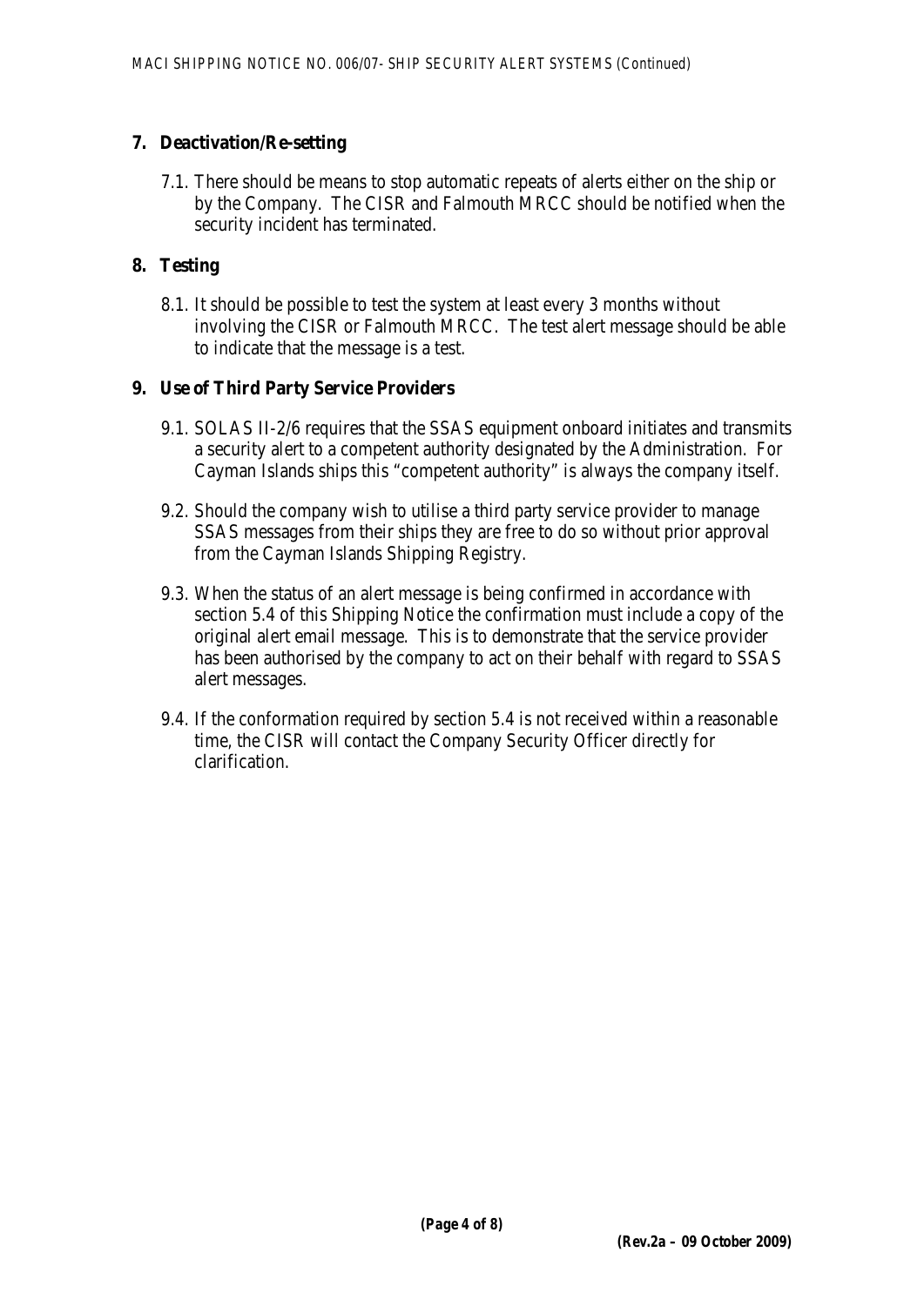## 7. Deactivation/Re-setting

7.1. There should be means to stop automatic repeats of alerts either on the ship or by the Company. The CISR and Falmouth MRCC should be notified when the security incident has terminated.

## 8. Testing

8.1. It should be possible to test the system at least every 3 months without involving the CISR or Falmouth MRCC. The test alert message should be able to indicate that the message is a test.

## 9. Use of Third Party Service Providers

9.1. SOLAS II-2/6 requires that the SSAS equipment onboard initiates and transmits a security alert to a competent authority designated by the Administration. For Cayman Islands ships this "competent authority" is always the company itself.

9.2. Should the company wish to utilise a third party service provider to manage SSAS messages from their ships they are free to do so without prior approval from the Cayman Islands Shipping Registry.

9.3. When the status of an alert message is being confirmed in accordance with section 5.4 of this Shipping Notice the confirmation must include a copy of the original alert email message. This is to demonstrate that the service provider has been authorised by the company to act on their behalf with regard to SSAS alert messages.

9.4. If the conformation required by section 5.4 is not received within a reasonable time, the CISR will contact the Company Security Officer directly for clarification.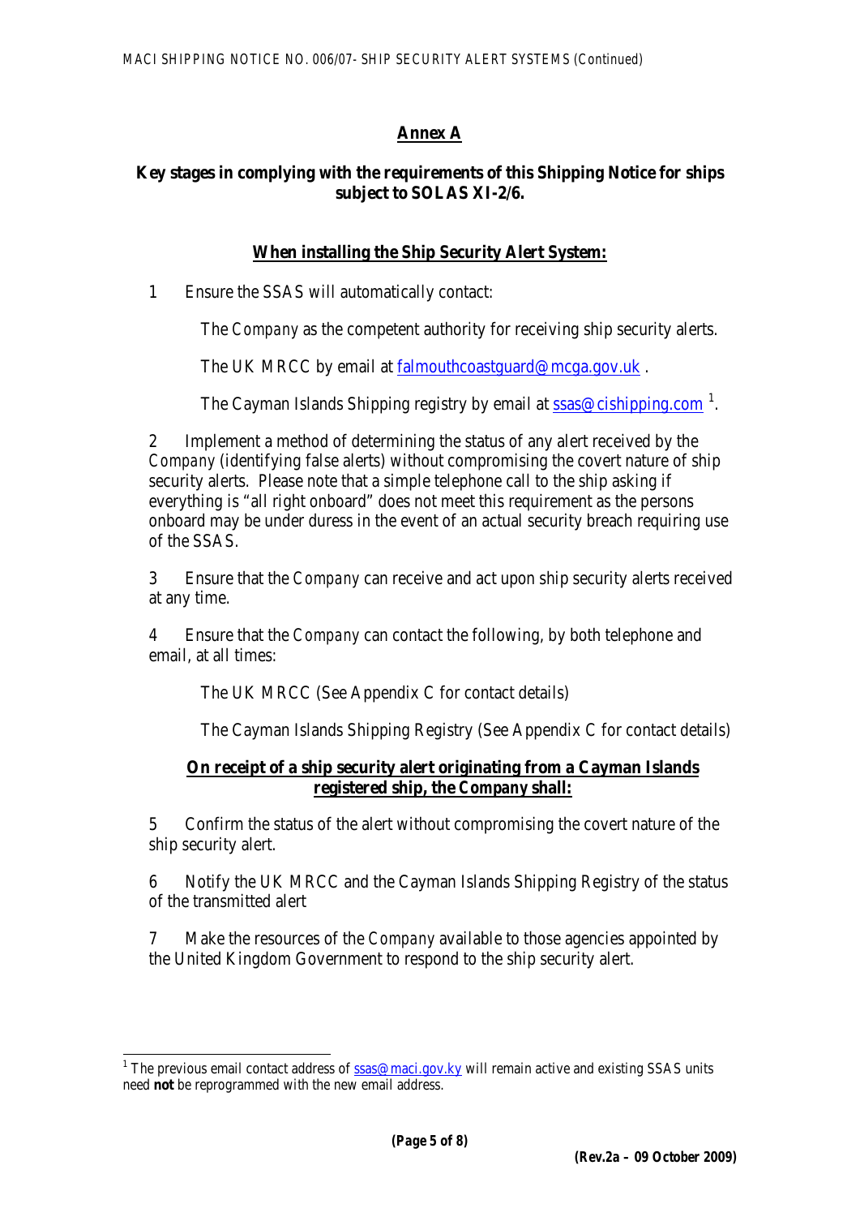## Annex A

### Key stages in complying with the requirements of this Shipping Notice for ships subject to SOLAS XI-2/6.

#### When installing the Ship Security Alert System:

1 Ensure the SSAS will automatically contact:

The *Company* as the competent authority for receiving ship security alerts.

The UK MRCC by email at falmouthcoastguard@mcga.gov.uk .

The Cayman Islands Shipping registry by email at ssas@cishipping.com [1].

2 Implement a method of determining the status of any alert received by the *Company* (identifying false alerts) without compromising the covert nature of ship security alerts. Please note that a simple telephone call to the ship asking if everything is "all right onboard" does not meet this requirement as the persons onboard may be under duress in the event of an actual security breach requiring use of the SSAS.

3 Ensure that the *Company* can receive and act upon ship security alerts received at any time.

4 Ensure that the *Company* can contact the following, by both telephone and email, at all times:

The UK MRCC (See Appendix C for contact details)

The Cayman Islands Shipping Registry (See Appendix C for contact details)

#### On receipt of a ship security alert originating from a Cayman Islands registered ship, the Company shall:

5 Confirm the status of the alert without compromising the covert nature of the ship security alert.

6 Notify the UK MRCC and the Cayman Islands Shipping Registry of the status of the transmitted alert

7 Make the resources of the *Company* available to those agencies appointed by the United Kingdom Government to respond to the ship security alert.

---

[1] The previous email contact address of ssas@maci.gov.ky will remain active and existing SSAS units need **not** be reprogrammed with the new email address.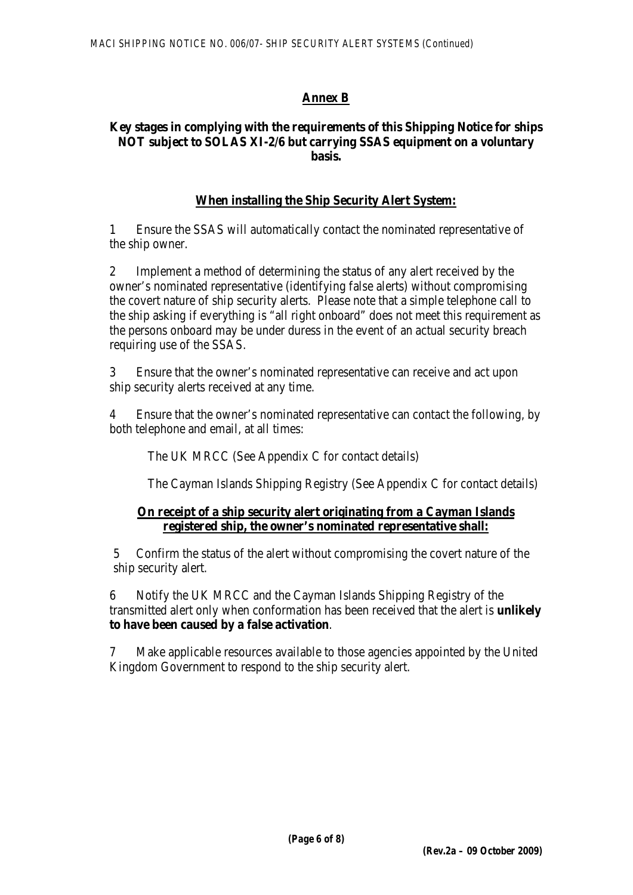## Annex B

**Key stages in complying with the requirements of this Shipping Notice for ships NOT subject to SOLAS XI-2/6 but carrying SSAS equipment on a voluntary basis.**

### When installing the Ship Security Alert System:

1 Ensure the SSAS will automatically contact the nominated representative of the ship owner.

2 Implement a method of determining the status of any alert received by the owner's nominated representative (identifying false alerts) without compromising the covert nature of ship security alerts. Please note that a simple telephone call to the ship asking if everything is "all right onboard" does not meet this requirement as the persons onboard may be under duress in the event of an actual security breach requiring use of the SSAS.

3 Ensure that the owner's nominated representative can receive and act upon ship security alerts received at any time.

4 Ensure that the owner's nominated representative can contact the following, by both telephone and email, at all times:

The UK MRCC (See Appendix C for contact details)

The Cayman Islands Shipping Registry (See Appendix C for contact details)

### On receipt of a ship security alert originating from a Cayman Islands registered ship, the owner's nominated representative shall:

5 Confirm the status of the alert without compromising the covert nature of the ship security alert.

6 Notify the UK MRCC and the Cayman Islands Shipping Registry of the transmitted alert only when conformation has been received that the alert is **unlikely to have been caused by a false activation**.

7 Make applicable resources available to those agencies appointed by the United Kingdom Government to respond to the ship security alert.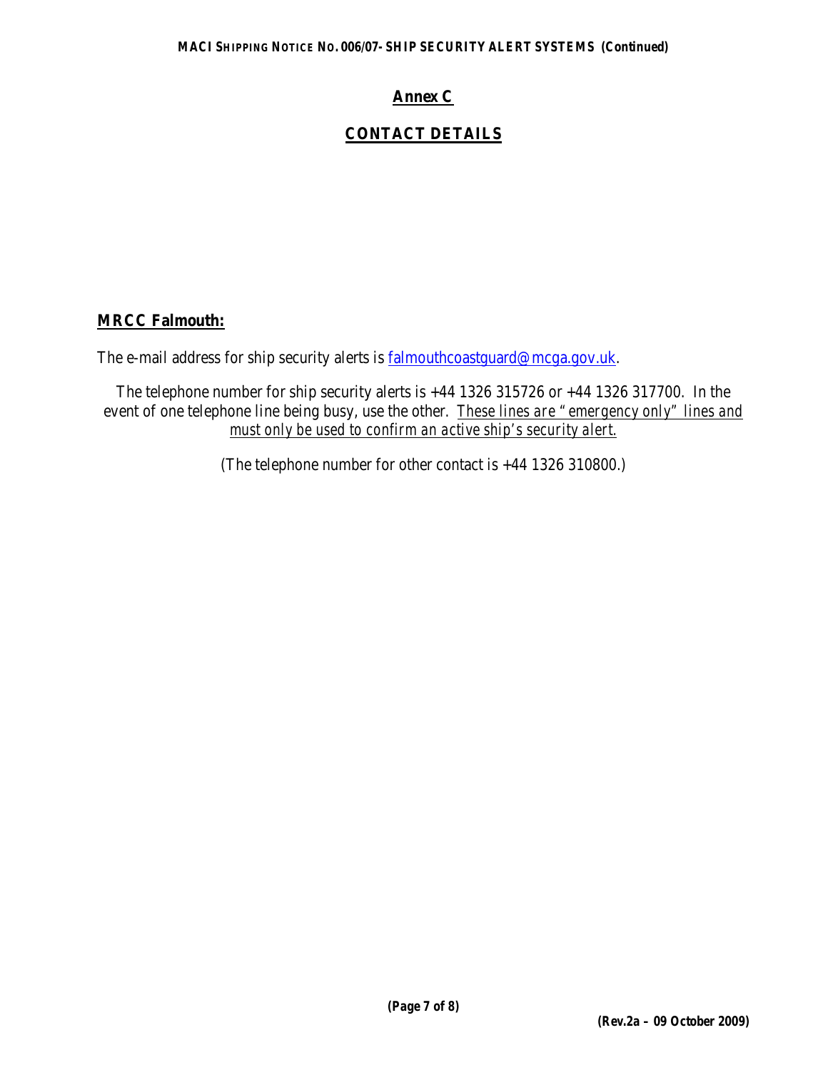# Annex C

## CONTACT DETAILS

**MRCC Falmouth:**

The e-mail address for ship security alerts is falmouthcoastguard@mcga.gov.uk.

The telephone number for ship security alerts is +44 1326 315726 or +44 1326 317700. In the event of one telephone line being busy, use the other. *These lines are "emergency only" lines and must only be used to confirm an active ship's security alert.*

(The telephone number for other contact is +44 1326 310800.)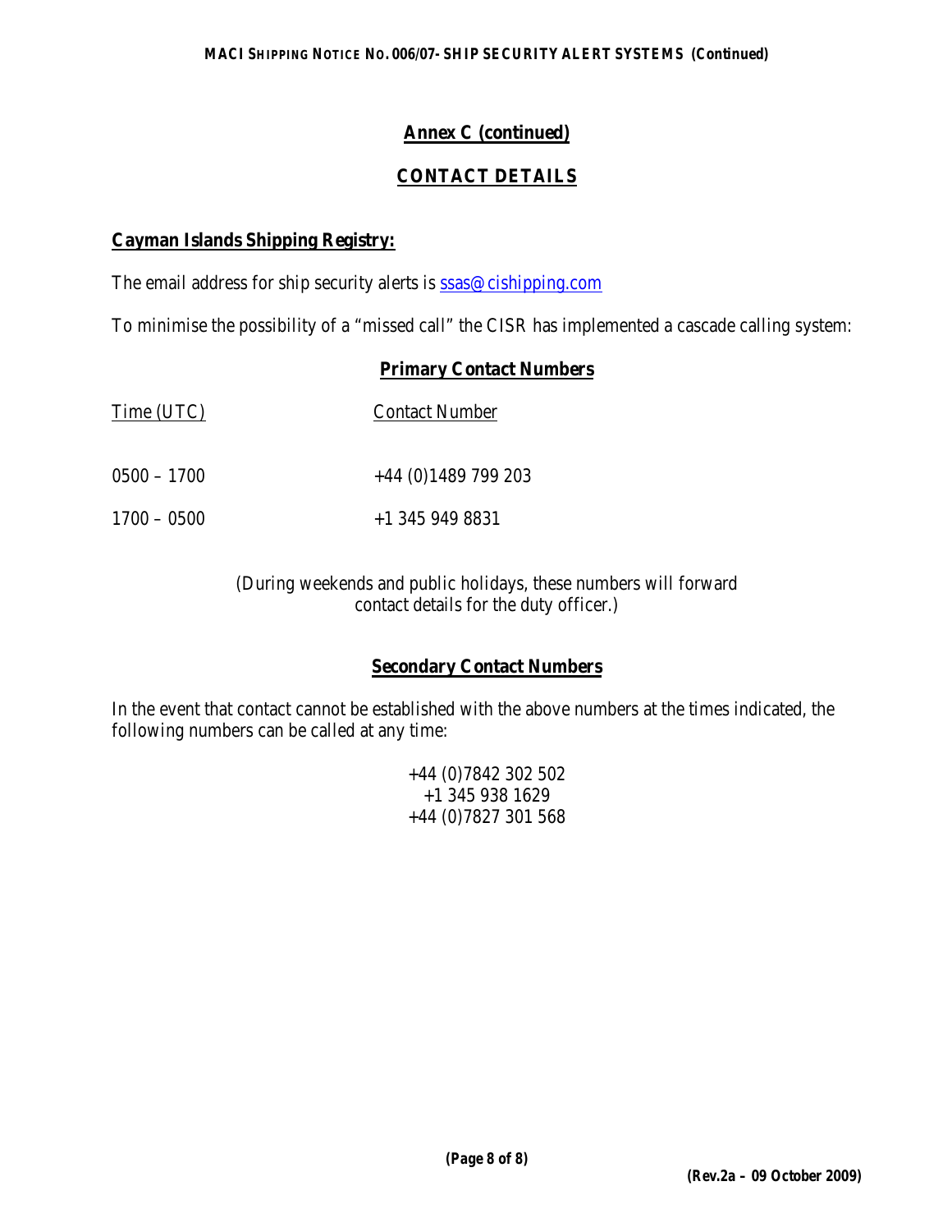## Annex C (continued)

## CONTACT DETAILS

### Cayman Islands Shipping Registry:

The email address for ship security alerts is ssas@cishipping.com

To minimise the possibility of a "missed call" the CISR has implemented a cascade calling system:

#### Primary Contact Numbers

| Time (UTC) | Contact Number |
|---|---|
| 0500 – 1700 | +44 (0)1489 799 203 |
| 1700 – 0500 | +1 345 949 8831 |

(During weekends and public holidays, these numbers will forward contact details for the duty officer.)

#### Secondary Contact Numbers

In the event that contact cannot be established with the above numbers at the times indicated, the following numbers can be called at any time:

+44 (0)7842 302 502
+1 345 938 1629
+44 (0)7827 301 568

**(Rev.2a – 09 October 2009)**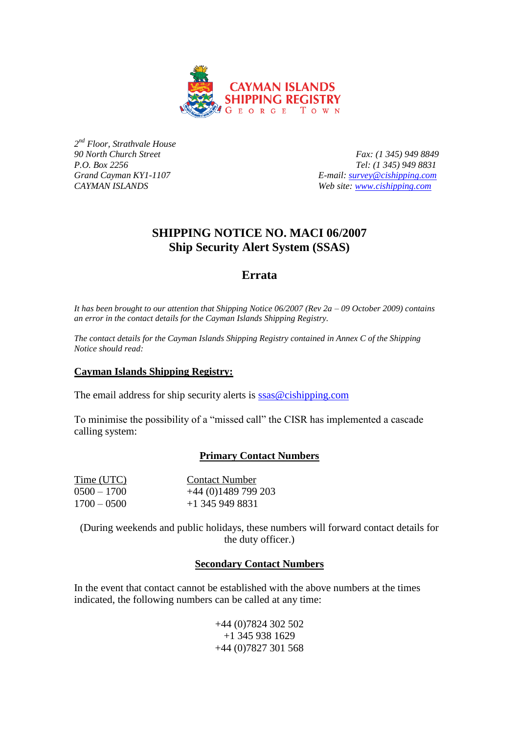CAYMAN ISLANDS
SHIPPING REGISTRY
GEORGE TOWN

*2nd Floor, Strathvale House*
*90 North Church Street*
*P.O. Box 2256*
*Grand Cayman KY1-1107*
*CAYMAN ISLANDS*

*Fax: (1 345) 949 8849*
*Tel: (1 345) 949 8831*
*E-mail: survey@cishipping.com*
*Web site: www.cishipping.com*

# SHIPPING NOTICE NO. MACI 06/2007
# Ship Security Alert System (SSAS)

## Errata

*It has been brought to our attention that Shipping Notice 06/2007 (Rev 2a – 09 October 2009) contains an error in the contact details for the Cayman Islands Shipping Registry.*

*The contact details for the Cayman Islands Shipping Registry contained in Annex C of the Shipping Notice should read:*

**Cayman Islands Shipping Registry:**

The email address for ship security alerts is ssas@cishipping.com

To minimise the possibility of a "missed call" the CISR has implemented a cascade calling system:

**Primary Contact Numbers**

| Time (UTC) | Contact Number |
|---|---|
| 0500 – 1700 | +44 (0)1489 799 203 |
| 1700 – 0500 | +1 345 949 8831 |

(During weekends and public holidays, these numbers will forward contact details for the duty officer.)

**Secondary Contact Numbers**

In the event that contact cannot be established with the above numbers at the times indicated, the following numbers can be called at any time:

+44 (0)7824 302 502
+1 345 938 1629
+44 (0)7827 301 568